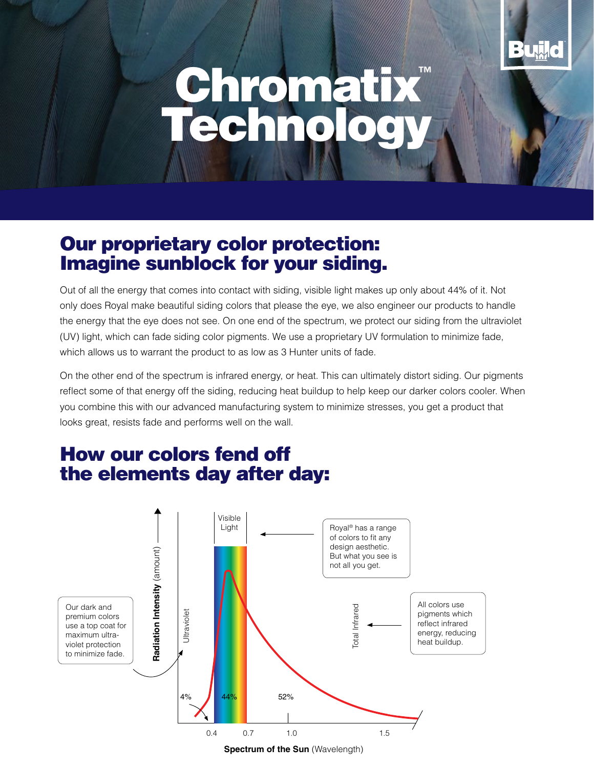# Chromatix™ Technology

## Our proprietary color protection: Imagine sunblock for your siding.

Out of all the energy that comes into contact with siding, visible light makes up only about 44% of it. Not only does Royal make beautiful siding colors that please the eye, we also engineer our products to handle the energy that the eye does not see. On one end of the spectrum, we protect our siding from the ultraviolet (UV) light, which can fade siding color pigments. We use a proprietary UV formulation to minimize fade, which allows us to warrant the product to as low as 3 Hunter units of fade.

On the other end of the spectrum is infrared energy, or heat. This can ultimately distort siding. Our pigments reflect some of that energy off the siding, reducing heat buildup to help keep our darker colors cooler. When you combine this with our advanced manufacturing system to minimize stresses, you get a product that looks great, resists fade and performs well on the wall.

## How our colors fend off the elements day after day:

Visible Light

Royal® has a range of colors to fit any design aesthetic. But what you see is not all you get.

Our dark and premium colors use a top coat for maximum ultra-violet protection to minimize fade.

**Radiation Intensity** (amount)

Ultraviolet

Total Infrared

All colors use pigments which reflect infrared energy, reducing heat buildup.

4% 44% 52%

0.4 0.7 1.0 1.5

**Spectrum of the Sun** (Wavelength)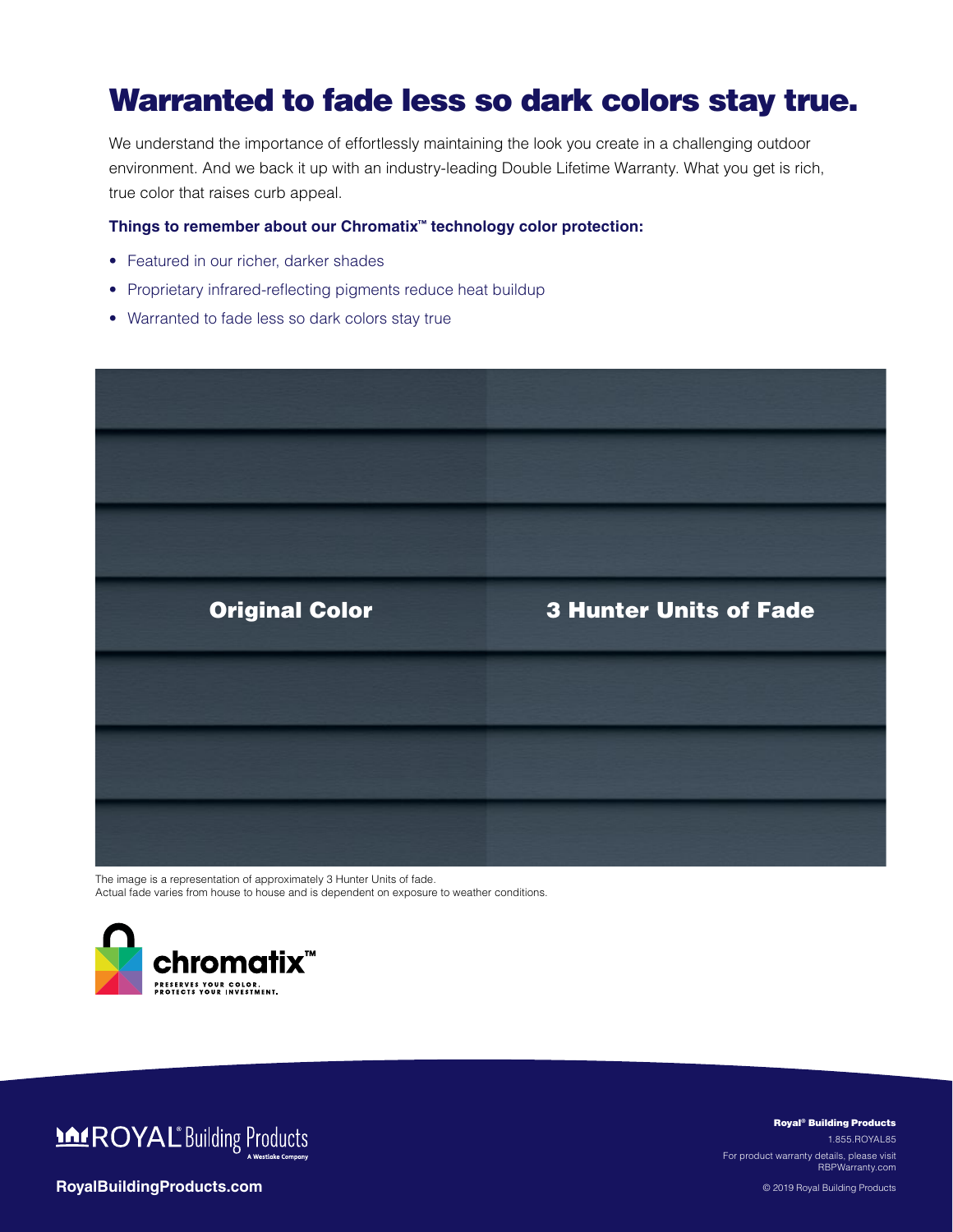# Warranted to fade less so dark colors stay true.

We understand the importance of effortlessly maintaining the look you create in a challenging outdoor environment. And we back it up with an industry-leading Double Lifetime Warranty. What you get is rich, true color that raises curb appeal.

**Things to remember about our Chromatix™ technology color protection:**

- Featured in our richer, darker shades
- Proprietary infrared-reflecting pigments reduce heat buildup
- Warranted to fade less so dark colors stay true

Original Color

3 Hunter Units of Fade

The image is a representation of approximately 3 Hunter Units of fade.
Actual fade varies from house to house and is dependent on exposure to weather conditions.

chromatix™
PRESERVES YOUR COLOR.
PROTECTS YOUR INVESTMENT.

ROYAL® Building Products
A Westlake Company

**RoyalBuildingProducts.com**

**Royal® Building Products**
1.855.ROYAL85
For product warranty details, please visit RBPWarranty.com

© 2019 Royal Building Products